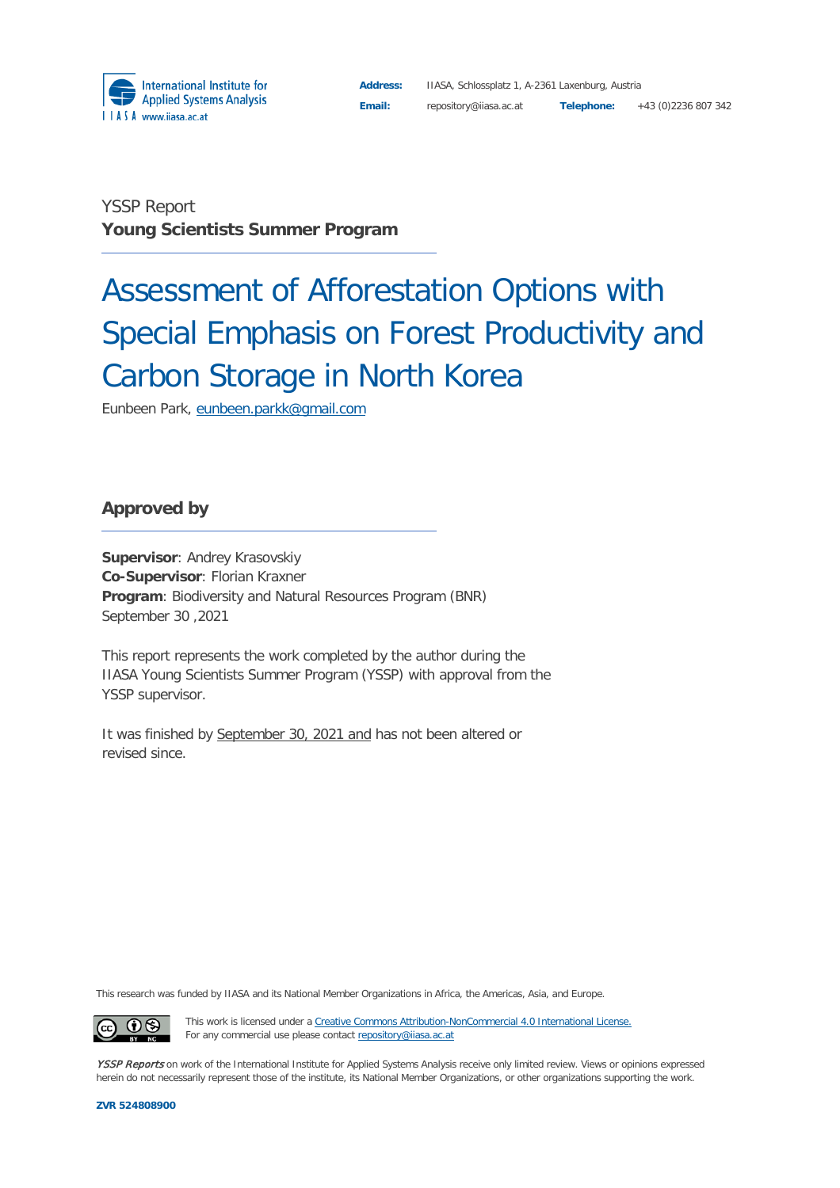International Institute for Applied Systems Analysis
I I A S A www.iiasa.ac.at

**Address:** IIASA, Schlossplatz 1, A-2361 Laxenburg, Austria
**Email:** repository@iiasa.ac.at **Telephone:** +43 (0)2236 807 342

YSSP Report
**Young Scientists Summer Program**

# Assessment of Afforestation Options with Special Emphasis on Forest Productivity and Carbon Storage in North Korea

Eunbeen Park, eunbeen.parkk@gmail.com

## Approved by

**Supervisor**: Andrey Krasovskiy
**Co-Supervisor**: Florian Kraxner
**Program**: Biodiversity and Natural Resources Program (BNR)
September 30 ,2021

This report represents the work completed by the author during the IIASA Young Scientists Summer Program (YSSP) with approval from the YSSP supervisor.

It was finished by September 30, 2021 and has not been altered or revised since.

This research was funded by IIASA and its National Member Organizations in Africa, the Americas, Asia, and Europe.

This work is licensed under a Creative Commons Attribution-NonCommercial 4.0 International License.
For any commercial use please contact repository@iiasa.ac.at

*YSSP Reports* on work of the International Institute for Applied Systems Analysis receive only limited review. Views or opinions expressed herein do not necessarily represent those of the institute, its National Member Organizations, or other organizations supporting the work.

**ZVR 524808900**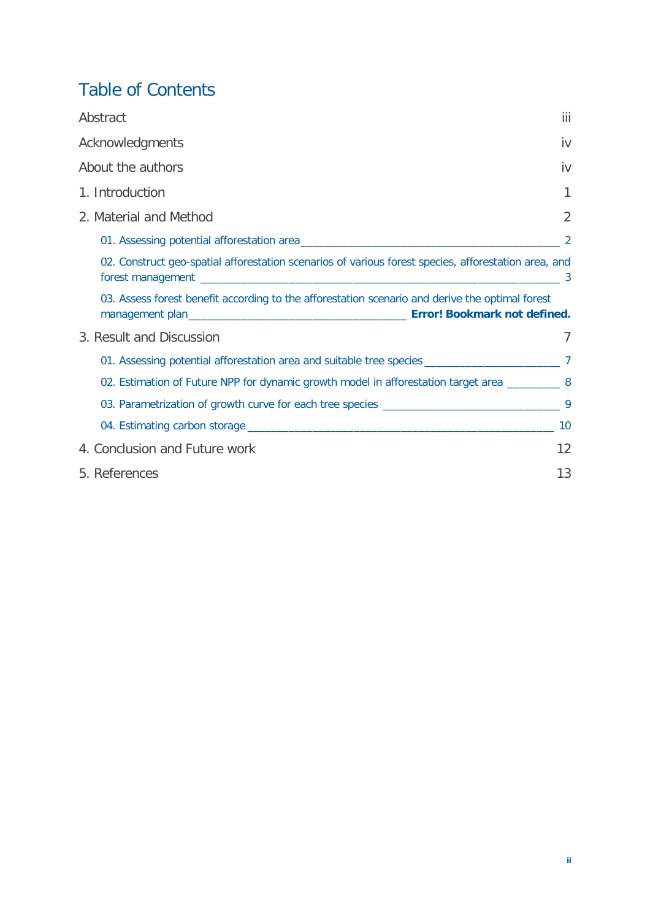# Table of Contents

Abstract iii

Acknowledgments iv

About the authors iv

1. Introduction 1

2. Material and Method 2

   01. Assessing potential afforestation area 2

   02. Construct geo-spatial afforestation scenarios of various forest species, afforestation area, and forest management 3

   03. Assess forest benefit according to the afforestation scenario and derive the optimal forest management plan **Error! Bookmark not defined.**

3. Result and Discussion 7

   01. Assessing potential afforestation area and suitable tree species 7

   02. Estimation of Future NPP for dynamic growth model in afforestation target area 8

   03. Parametrization of growth curve for each tree species 9

   04. Estimating carbon storage 10

4. Conclusion and Future work 12

5. References 13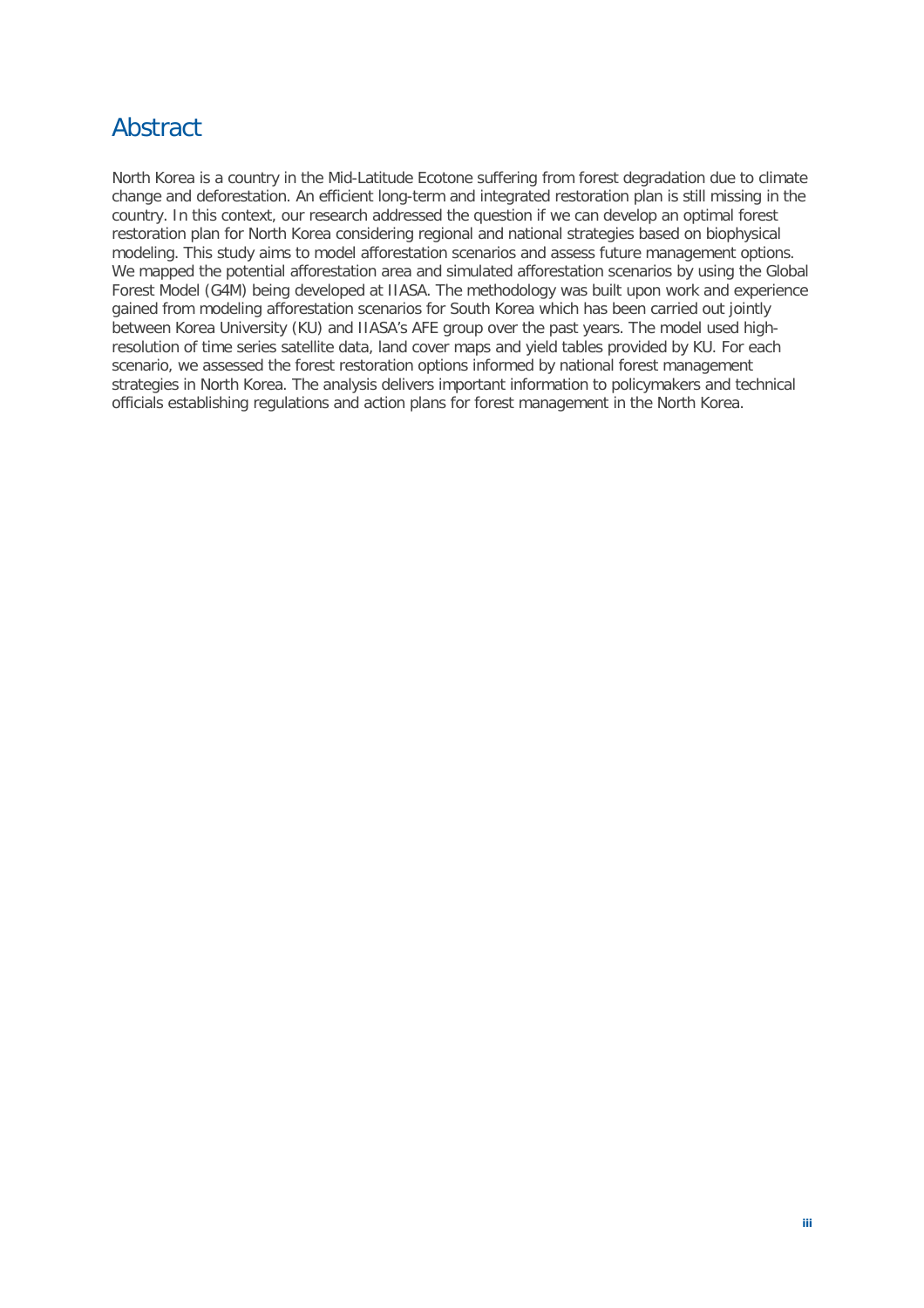# Abstract

North Korea is a country in the Mid-Latitude Ecotone suffering from forest degradation due to climate change and deforestation. An efficient long-term and integrated restoration plan is still missing in the country. In this context, our research addressed the question if we can develop an optimal forest restoration plan for North Korea considering regional and national strategies based on biophysical modeling. This study aims to model afforestation scenarios and assess future management options. We mapped the potential afforestation area and simulated afforestation scenarios by using the Global Forest Model (G4M) being developed at IIASA. The methodology was built upon work and experience gained from modeling afforestation scenarios for South Korea which has been carried out jointly between Korea University (KU) and IIASA's AFE group over the past years. The model used high-resolution of time series satellite data, land cover maps and yield tables provided by KU. For each scenario, we assessed the forest restoration options informed by national forest management strategies in North Korea. The analysis delivers important information to policymakers and technical officials establishing regulations and action plans for forest management in the North Korea.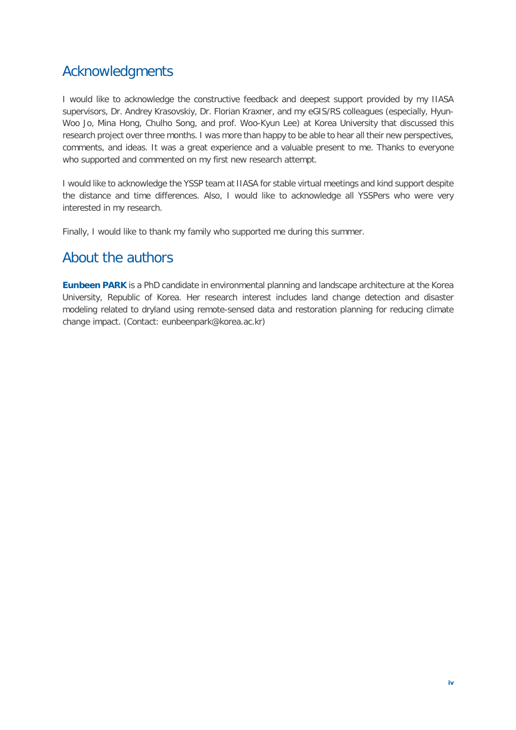## Acknowledgments

I would like to acknowledge the constructive feedback and deepest support provided by my IIASA supervisors, Dr. Andrey Krasovskiy, Dr. Florian Kraxner, and my eGIS/RS colleagues (especially, Hyun-Woo Jo, Mina Hong, Chulho Song, and prof. Woo-Kyun Lee) at Korea University that discussed this research project over three months. I was more than happy to be able to hear all their new perspectives, comments, and ideas. It was a great experience and a valuable present to me. Thanks to everyone who supported and commented on my first new research attempt.

I would like to acknowledge the YSSP team at IIASA for stable virtual meetings and kind support despite the distance and time differences. Also, I would like to acknowledge all YSSPers who were very interested in my research.

Finally, I would like to thank my family who supported me during this summer.

## About the authors

**Eunbeen PARK** is a PhD candidate in environmental planning and landscape architecture at the Korea University, Republic of Korea. Her research interest includes land change detection and disaster modeling related to dryland using remote-sensed data and restoration planning for reducing climate change impact. (Contact: eunbeenpark@korea.ac.kr)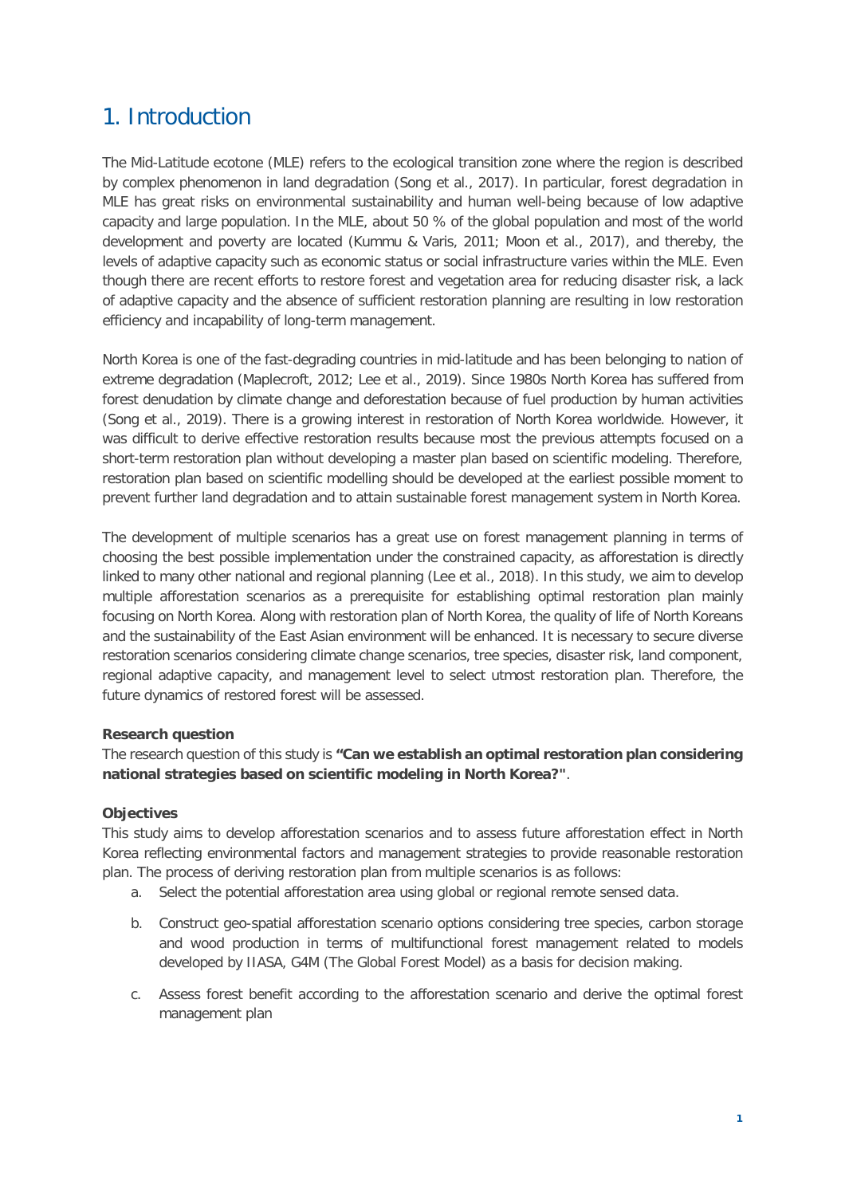# 1. Introduction

The Mid-Latitude ecotone (MLE) refers to the ecological transition zone where the region is described by complex phenomenon in land degradation (Song et al., 2017). In particular, forest degradation in MLE has great risks on environmental sustainability and human well-being because of low adaptive capacity and large population. In the MLE, about 50 % of the global population and most of the world development and poverty are located (Kummu & Varis, 2011; Moon et al., 2017), and thereby, the levels of adaptive capacity such as economic status or social infrastructure varies within the MLE. Even though there are recent efforts to restore forest and vegetation area for reducing disaster risk, a lack of adaptive capacity and the absence of sufficient restoration planning are resulting in low restoration efficiency and incapability of long-term management.

North Korea is one of the fast-degrading countries in mid-latitude and has been belonging to nation of extreme degradation (Maplecroft, 2012; Lee et al., 2019). Since 1980s North Korea has suffered from forest denudation by climate change and deforestation because of fuel production by human activities (Song et al., 2019). There is a growing interest in restoration of North Korea worldwide. However, it was difficult to derive effective restoration results because most the previous attempts focused on a short-term restoration plan without developing a master plan based on scientific modeling. Therefore, restoration plan based on scientific modelling should be developed at the earliest possible moment to prevent further land degradation and to attain sustainable forest management system in North Korea.

The development of multiple scenarios has a great use on forest management planning in terms of choosing the best possible implementation under the constrained capacity, as afforestation is directly linked to many other national and regional planning (Lee et al., 2018). In this study, we aim to develop multiple afforestation scenarios as a prerequisite for establishing optimal restoration plan mainly focusing on North Korea. Along with restoration plan of North Korea, the quality of life of North Koreans and the sustainability of the East Asian environment will be enhanced. It is necessary to secure diverse restoration scenarios considering climate change scenarios, tree species, disaster risk, land component, regional adaptive capacity, and management level to select utmost restoration plan. Therefore, the future dynamics of restored forest will be assessed.

**Research question**

The research question of this study is **"Can we establish an optimal restoration plan considering national strategies based on scientific modeling in North Korea?"**.

**Objectives**

This study aims to develop afforestation scenarios and to assess future afforestation effect in North Korea reflecting environmental factors and management strategies to provide reasonable restoration plan. The process of deriving restoration plan from multiple scenarios is as follows:

a. Select the potential afforestation area using global or regional remote sensed data.

b. Construct geo-spatial afforestation scenario options considering tree species, carbon storage and wood production in terms of multifunctional forest management related to models developed by IIASA, G4M (The Global Forest Model) as a basis for decision making.

c. Assess forest benefit according to the afforestation scenario and derive the optimal forest management plan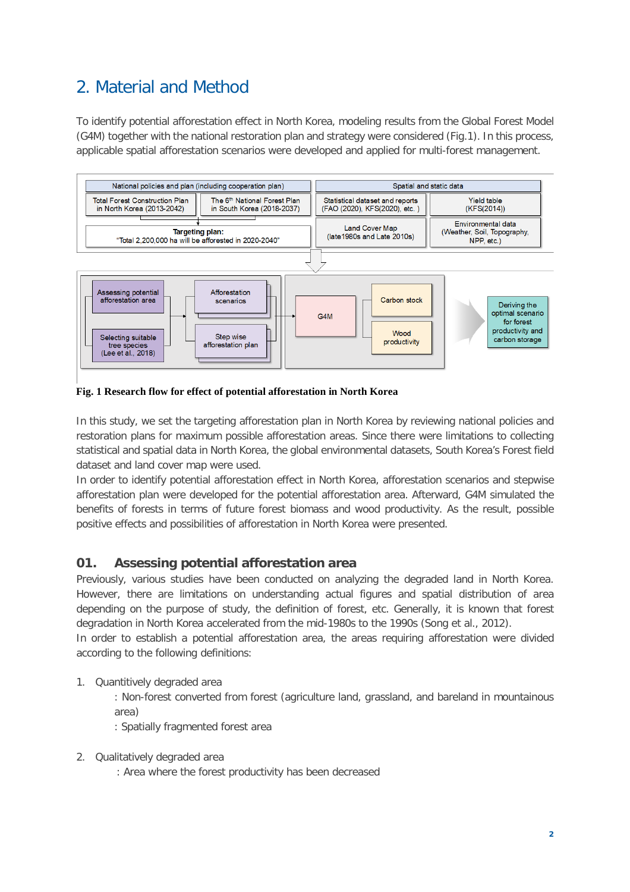# 2. Material and Method

To identify potential afforestation effect in North Korea, modeling results from the Global Forest Model (G4M) together with the national restoration plan and strategy were considered (Fig.1). In this process, applicable spatial afforestation scenarios were developed and applied for multi-forest management.

**Fig. 1 Research flow for effect of potential afforestation in North Korea**

In this study, we set the targeting afforestation plan in North Korea by reviewing national policies and restoration plans for maximum possible afforestation areas. Since there were limitations to collecting statistical and spatial data in North Korea, the global environmental datasets, South Korea's Forest field dataset and land cover map were used.

In order to identify potential afforestation effect in North Korea, afforestation scenarios and stepwise afforestation plan were developed for the potential afforestation area. Afterward, G4M simulated the benefits of forests in terms of future forest biomass and wood productivity. As the result, possible positive effects and possibilities of afforestation in North Korea were presented.

## 01. Assessing potential afforestation area

Previously, various studies have been conducted on analyzing the degraded land in North Korea. However, there are limitations on understanding actual figures and spatial distribution of area depending on the purpose of study, the definition of forest, etc. Generally, it is known that forest degradation in North Korea accelerated from the mid-1980s to the 1990s (Song et al., 2012).

In order to establish a potential afforestation area, the areas requiring afforestation were divided according to the following definitions:

1. Quantitively degraded area
   : Non-forest converted from forest (agriculture land, grassland, and bareland in mountainous area)
   : Spatially fragmented forest area

2. Qualitatively degraded area
   : Area where the forest productivity has been decreased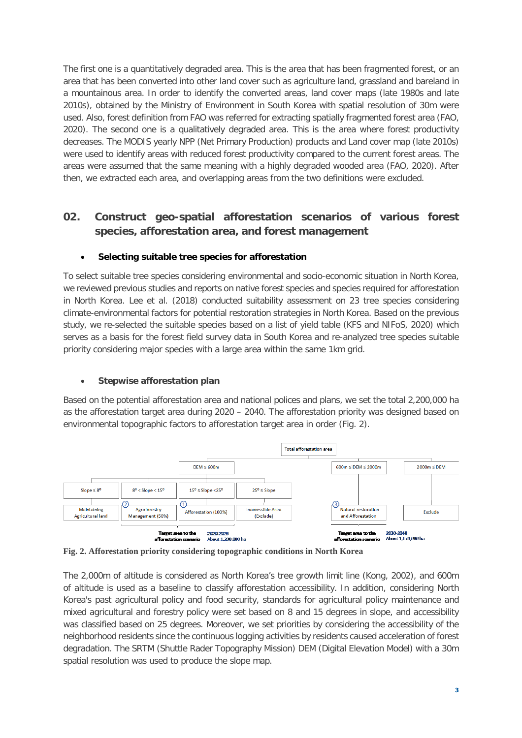The first one is a quantitatively degraded area. This is the area that has been fragmented forest, or an area that has been converted into other land cover such as agriculture land, grassland and bareland in a mountainous area. In order to identify the converted areas, land cover maps (late 1980s and late 2010s), obtained by the Ministry of Environment in South Korea with spatial resolution of 30m were used. Also, forest definition from FAO was referred for extracting spatially fragmented forest area (FAO, 2020). The second one is a qualitatively degraded area. This is the area where forest productivity decreases. The MODIS yearly NPP (Net Primary Production) products and Land cover map (late 2010s) were used to identify areas with reduced forest productivity compared to the current forest areas. The areas were assumed that the same meaning with a highly degraded wooded area (FAO, 2020). After then, we extracted each area, and overlapping areas from the two definitions were excluded.

## 02. Construct geo-spatial afforestation scenarios of various forest species, afforestation area, and forest management

- **Selecting suitable tree species for afforestation**

To select suitable tree species considering environmental and socio-economic situation in North Korea, we reviewed previous studies and reports on native forest species and species required for afforestation in North Korea. Lee et al. (2018) conducted suitability assessment on 23 tree species considering climate-environmental factors for potential restoration strategies in North Korea. Based on the previous study, we re-selected the suitable species based on a list of yield table (KFS and NIFoS, 2020) which serves as a basis for the forest field survey data in South Korea and re-analyzed tree species suitable priority considering major species with a large area within the same 1km grid.

- **Stepwise afforestation plan**

Based on the potential afforestation area and national polices and plans, we set the total 2,200,000 ha as the afforestation target area during 2020 – 2040. The afforestation priority was designed based on environmental topographic factors to afforestation target area in order (Fig. 2).

**Fig. 2. Afforestation priority considering topographic conditions in North Korea**

The 2,000m of altitude is considered as North Korea's tree growth limit line (Kong, 2002), and 600m of altitude is used as a baseline to classify afforestation accessibility. In addition, considering North Korea's past agricultural policy and food security, standards for agricultural policy maintenance and mixed agricultural and forestry policy were set based on 8 and 15 degrees in slope, and accessibility was classified based on 25 degrees. Moreover, we set priorities by considering the accessibility of the neighborhood residents since the continuous logging activities by residents caused acceleration of forest degradation. The SRTM (Shuttle Rader Topography Mission) DEM (Digital Elevation Model) with a 30m spatial resolution was used to produce the slope map.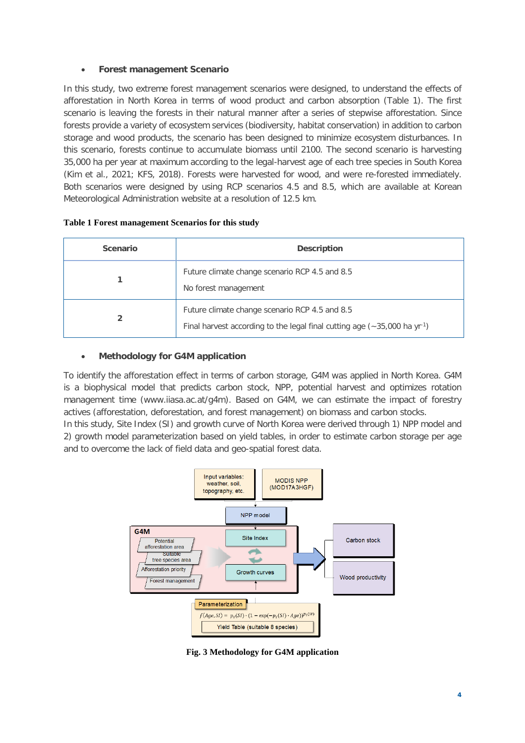- **Forest management Scenario**

In this study, two extreme forest management scenarios were designed, to understand the effects of afforestation in North Korea in terms of wood product and carbon absorption (Table 1). The first scenario is leaving the forests in their natural manner after a series of stepwise afforestation. Since forests provide a variety of ecosystem services (biodiversity, habitat conservation) in addition to carbon storage and wood products, the scenario has been designed to minimize ecosystem disturbances. In this scenario, forests continue to accumulate biomass until 2100. The second scenario is harvesting 35,000 ha per year at maximum according to the legal-harvest age of each tree species in South Korea (Kim et al., 2021; KFS, 2018). Forests were harvested for wood, and were re-forested immediately. Both scenarios were designed by using RCP scenarios 4.5 and 8.5, which are available at Korean Meteorological Administration website at a resolution of 12.5 km.

**Table 1 Forest management Scenarios for this study**

| Scenario | Description |
|---|---|
| 1 | Future climate change scenario RCP 4.5 and 8.5<br>No forest management |
| 2 | Future climate change scenario RCP 4.5 and 8.5<br>Final harvest according to the legal final cutting age (~35,000 ha $yr^{-1}$) |

- **Methodology for G4M application**

To identify the afforestation effect in terms of carbon storage, G4M was applied in North Korea. G4M is a biophysical model that predicts carbon stock, NPP, potential harvest and optimizes rotation management time (www.iiasa.ac.at/g4m). Based on G4M, we can estimate the impact of forestry actives (afforestation, deforestation, and forest management) on biomass and carbon stocks.
In this study, Site Index (SI) and growth curve of North Korea were derived through 1) NPP model and 2) growth model parameterization based on yield tables, in order to estimate carbon storage per age and to overcome the lack of field data and geo-spatial forest data.

Input variables: weather, soil, topography, etc.

MODIS NPP (MOD17A3HGF)

NPP model

G4M

Potential afforestation area

Suitable tree species area

Afforestation priority

Forest management

Site Index

Growth curves

Carbon stock

Wood productivity

Parameterization

$$f(Age, SI) = p_0(SI) \cdot (1 - \exp(-p_1(SI) \cdot Age))^{p_2(SI)}$$

Yield Table (suitable 8 species)

**Fig. 3 Methodology for G4M application**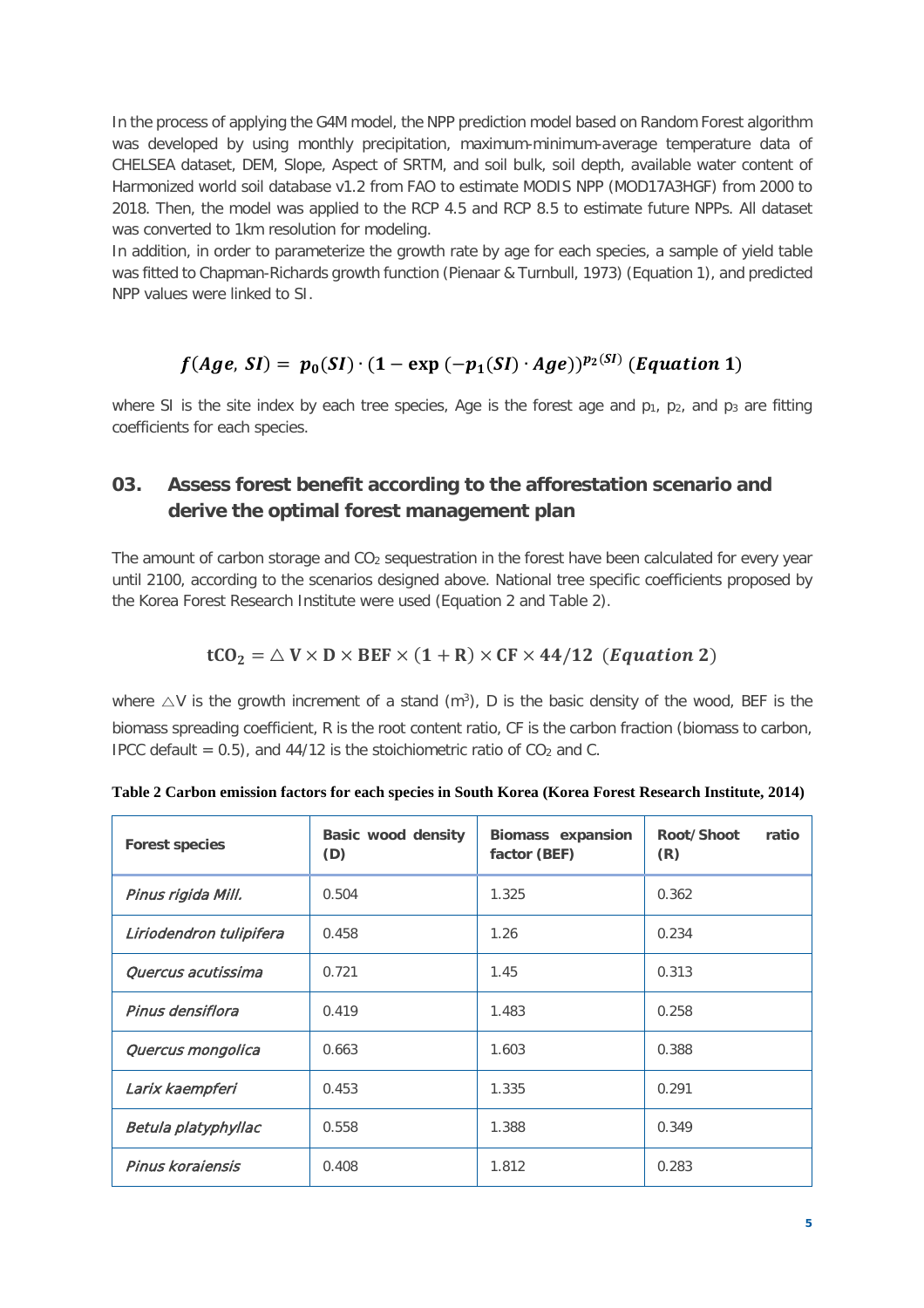In the process of applying the G4M model, the NPP prediction model based on Random Forest algorithm was developed by using monthly precipitation, maximum-minimum-average temperature data of CHELSEA dataset, DEM, Slope, Aspect of SRTM, and soil bulk, soil depth, available water content of Harmonized world soil database v1.2 from FAO to estimate MODIS NPP (MOD17A3HGF) from 2000 to 2018. Then, the model was applied to the RCP 4.5 and RCP 8.5 to estimate future NPPs. All dataset was converted to 1km resolution for modeling.

In addition, in order to parameterize the growth rate by age for each species, a sample of yield table was fitted to Chapman-Richards growth function (Pienaar & Turnbull, 1973) (Equation 1), and predicted NPP values were linked to SI.

$$f(Age,\ SI) = \ p_0(SI) \cdot (1 - \exp\left(-p_1(SI) \cdot Age\right))^{p_2(SI)}\ (Equation\ 1)$$

where SI is the site index by each tree species, Age is the forest age and $p_1$, $p_2$, and $p_3$ are fitting coefficients for each species.

## 03. Assess forest benefit according to the afforestation scenario and derive the optimal forest management plan

The amount of carbon storage and $CO_2$ sequestration in the forest have been calculated for every year until 2100, according to the scenarios designed above. National tree specific coefficients proposed by the Korea Forest Research Institute were used (Equation 2 and Table 2).

$$\mathbf{tCO_2} = \triangle\,\mathbf{V} \times \mathbf{D} \times \mathbf{BEF} \times (\mathbf{1} + \mathbf{R}) \times \mathbf{CF} \times \mathbf{44/12}\ \ (Equation\ 2)$$

where $\triangle V$ is the growth increment of a stand ($m^3$), D is the basic density of the wood, BEF is the biomass spreading coefficient, R is the root content ratio, CF is the carbon fraction (biomass to carbon, IPCC default = 0.5), and 44/12 is the stoichiometric ratio of $CO_2$ and C.

**Table 2 Carbon emission factors for each species in South Korea (Korea Forest Research Institute, 2014)**

| Forest species | Basic wood density (D) | Biomass expansion factor (BEF) | Root/Shoot ratio (R) |
|---|---|---|---|
| *Pinus rigida Mill.* | 0.504 | 1.325 | 0.362 |
| *Liriodendron tulipifera* | 0.458 | 1.26 | 0.234 |
| *Quercus acutissima* | 0.721 | 1.45 | 0.313 |
| *Pinus densiflora* | 0.419 | 1.483 | 0.258 |
| *Quercus mongolica* | 0.663 | 1.603 | 0.388 |
| *Larix kaempferi* | 0.453 | 1.335 | 0.291 |
| *Betula platyphyllac* | 0.558 | 1.388 | 0.349 |
| *Pinus koraiensis* | 0.408 | 1.812 | 0.283 |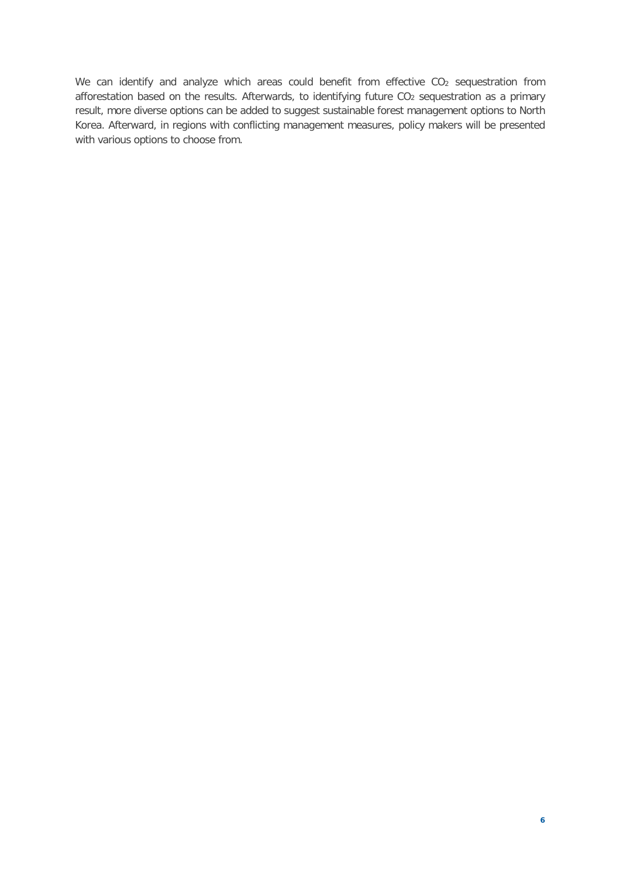We can identify and analyze which areas could benefit from effective $CO_2$ sequestration from afforestation based on the results. Afterwards, to identifying future $CO_2$ sequestration as a primary result, more diverse options can be added to suggest sustainable forest management options to North Korea. Afterward, in regions with conflicting management measures, policy makers will be presented with various options to choose from.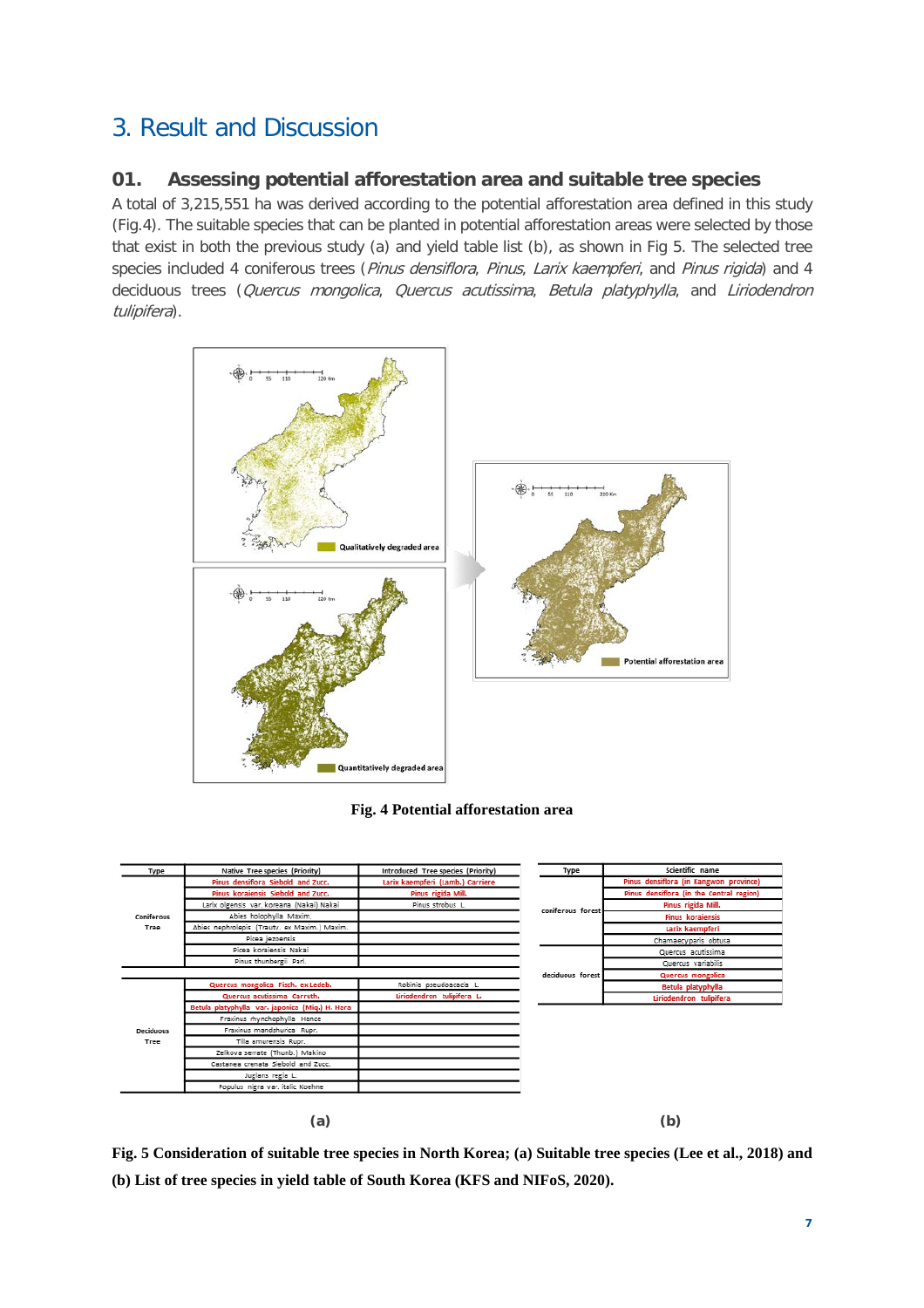# 3. Result and Discussion

## 01. Assessing potential afforestation area and suitable tree species

A total of 3,215,551 ha was derived according to the potential afforestation area defined in this study (Fig.4). The suitable species that can be planted in potential afforestation areas were selected by those that exist in both the previous study (a) and yield table list (b), as shown in Fig 5. The selected tree species included 4 coniferous trees (*Pinus densiflora*, *Pinus*, *Larix kaempferi*, and *Pinus rigida*) and 4 deciduous trees (*Quercus mongolica*, *Quercus acutissima*, *Betula platyphylla*, and *Liriodendron tulipifera*).

**Fig. 4 Potential afforestation area**

| Type | Native Tree species (Priority) | Introduced Tree species (Priority) |
|---|---|---|
| Coniferous Tree | Pinus densiflora Siebold and Zucc. | Larix kaempferi (Lamb.) Carriere |
| | Pinus koraiensis Siebold and Zucc. | Pinus rigida Mill. |
| | Larix olgensis var. koreana (Nakai) Nakai | Pinus strobus L. |
| | Abies holophylla Maxim. | |
| | Abies nephrolepis (Trautv. ex Maxim.) Maxim. | |
| | Picea jezoensis | |
| | Picea koraiensis Nakai | |
| | Pinus thunbergii Parl. | |
| Deciduous Tree | Quercus mongolica Fisch. ex Ledeb. | Robinia pseudoacacia L. |
| | Quercus acutissima Carruth. | Liriodendron tulipifera L. |
| | Betula platyphylla var. japonica (Miq.) H. Hara | |
| | Fraxinus rhynchophylla Hance | |
| | Fraxinus mandshurica Rupr. | |
| | Tilia amurensis Rupr. | |
| | Zelkova serrata (Thunb.) Makino | |
| | Castanea crenata Siebold and Zucc. | |
| | Juglans regia L. | |
| | Populus nigra var. italic Koehne | |

(a)

| Type | Scientific name |
|---|---|
| coniferous forest | Pinus densiflora (in Kangwon province) |
| | Pinus densiflora (in the Central region) |
| | Pinus rigida Mill. |
| | Pinus koraiensis |
| | Larix kaempferi |
| | Chamaecyparis obtusa |
| deciduous forest | Quercus acutissima |
| | Quercus variabilis |
| | Quercus mongolica |
| | Betula platyphylla |
| | Liriodendron tulipifera |

(b)

**Fig. 5 Consideration of suitable tree species in North Korea; (a) Suitable tree species (Lee et al., 2018) and (b) List of tree species in yield table of South Korea (KFS and NIFoS, 2020).**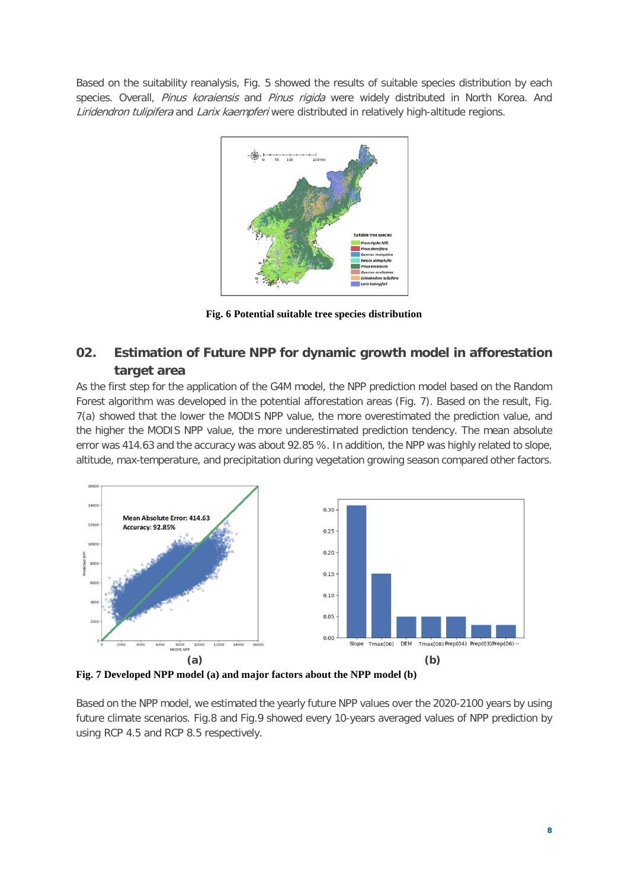Based on the suitability reanalysis, Fig. 5 showed the results of suitable species distribution by each species. Overall, *Pinus koraiensis* and *Pinus rigida* were widely distributed in North Korea. And *Liridendron tulipifera* and *Larix kaempferi* were distributed in relatively high-altitude regions.

**Fig. 6 Potential suitable tree species distribution**

## 02. Estimation of Future NPP for dynamic growth model in afforestation target area

As the first step for the application of the G4M model, the NPP prediction model based on the Random Forest algorithm was developed in the potential afforestation areas (Fig. 7). Based on the result, Fig. 7(a) showed that the lower the MODIS NPP value, the more overestimated the prediction value, and the higher the MODIS NPP value, the more underestimated prediction tendency. The mean absolute error was 414.63 and the accuracy was about 92.85 %. In addition, the NPP was highly related to slope, altitude, max-temperature, and precipitation during vegetation growing season compared other factors.

**Fig. 7 Developed NPP model (a) and major factors about the NPP model (b)**

Based on the NPP model, we estimated the yearly future NPP values over the 2020-2100 years by using future climate scenarios. Fig.8 and Fig.9 showed every 10-years averaged values of NPP prediction by using RCP 4.5 and RCP 8.5 respectively.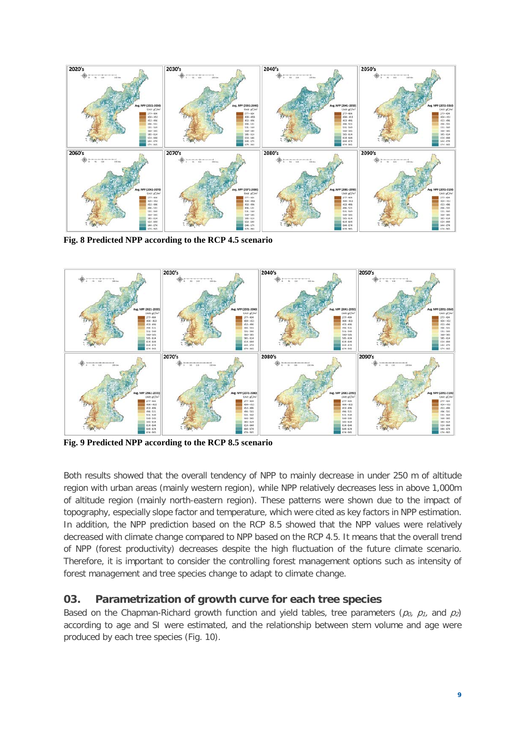**Fig. 8 Predicted NPP according to the RCP 4.5 scenario**

**Fig. 9 Predicted NPP according to the RCP 8.5 scenario**

Both results showed that the overall tendency of NPP to mainly decrease in under 250 m of altitude region with urban areas (mainly western region), while NPP relatively decreases less in above 1,000m of altitude region (mainly north-eastern region). These patterns were shown due to the impact of topography, especially slope factor and temperature, which were cited as key factors in NPP estimation. In addition, the NPP prediction based on the RCP 8.5 showed that the NPP values were relatively decreased with climate change compared to NPP based on the RCP 4.5. It means that the overall trend of NPP (forest productivity) decreases despite the high fluctuation of the future climate scenario. Therefore, it is important to consider the controlling forest management options such as intensity of forest management and tree species change to adapt to climate change.

## 03. Parametrization of growth curve for each tree species

Based on the Chapman-Richard growth function and yield tables, tree parameters ($p_0$, $p_1$, and $p_2$) according to age and SI were estimated, and the relationship between stem volume and age were produced by each tree species (Fig. 10).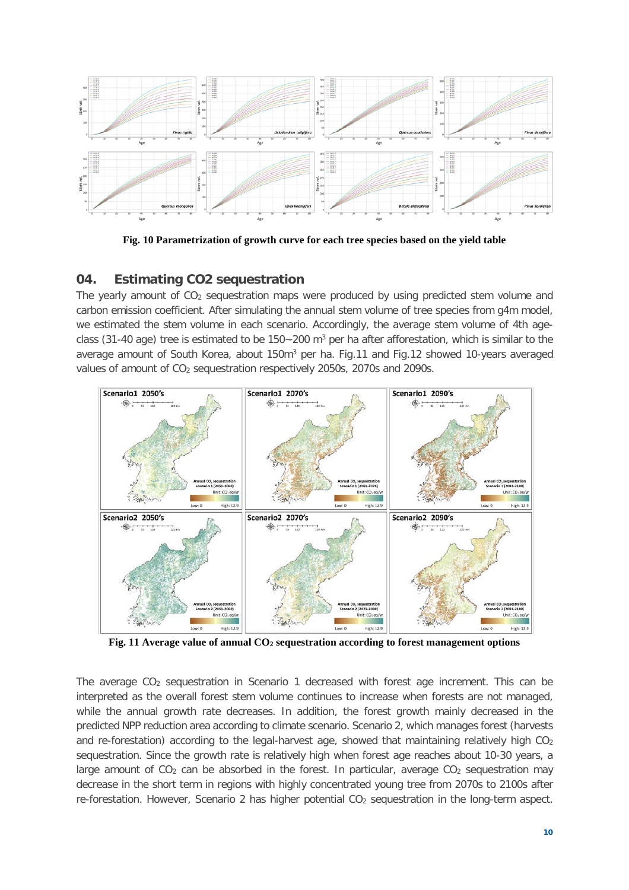Fig. 10 Parametrization of growth curve for each tree species based on the yield table

## 04. Estimating CO2 sequestration

The yearly amount of $CO_2$ sequestration maps were produced by using predicted stem volume and carbon emission coefficient. After simulating the annual stem volume of tree species from g4m model, we estimated the stem volume in each scenario. Accordingly, the average stem volume of 4th age-class (31-40 age) tree is estimated to be 150~200 $m^3$ per ha after afforestation, which is similar to the average amount of South Korea, about 150$m^3$ per ha. Fig.11 and Fig.12 showed 10-years averaged values of amount of $CO_2$ sequestration respectively 2050s, 2070s and 2090s.

Fig. 11 Average value of annual $CO_2$ sequestration according to forest management options

The average $CO_2$ sequestration in Scenario 1 decreased with forest age increment. This can be interpreted as the overall forest stem volume continues to increase when forests are not managed, while the annual growth rate decreases. In addition, the forest growth mainly decreased in the predicted NPP reduction area according to climate scenario. Scenario 2, which manages forest (harvests and re-forestation) according to the legal-harvest age, showed that maintaining relatively high $CO_2$ sequestration. Since the growth rate is relatively high when forest age reaches about 10-30 years, a large amount of $CO_2$ can be absorbed in the forest. In particular, average $CO_2$ sequestration may decrease in the short term in regions with highly concentrated young tree from 2070s to 2100s after re-forestation. However, Scenario 2 has higher potential $CO_2$ sequestration in the long-term aspect.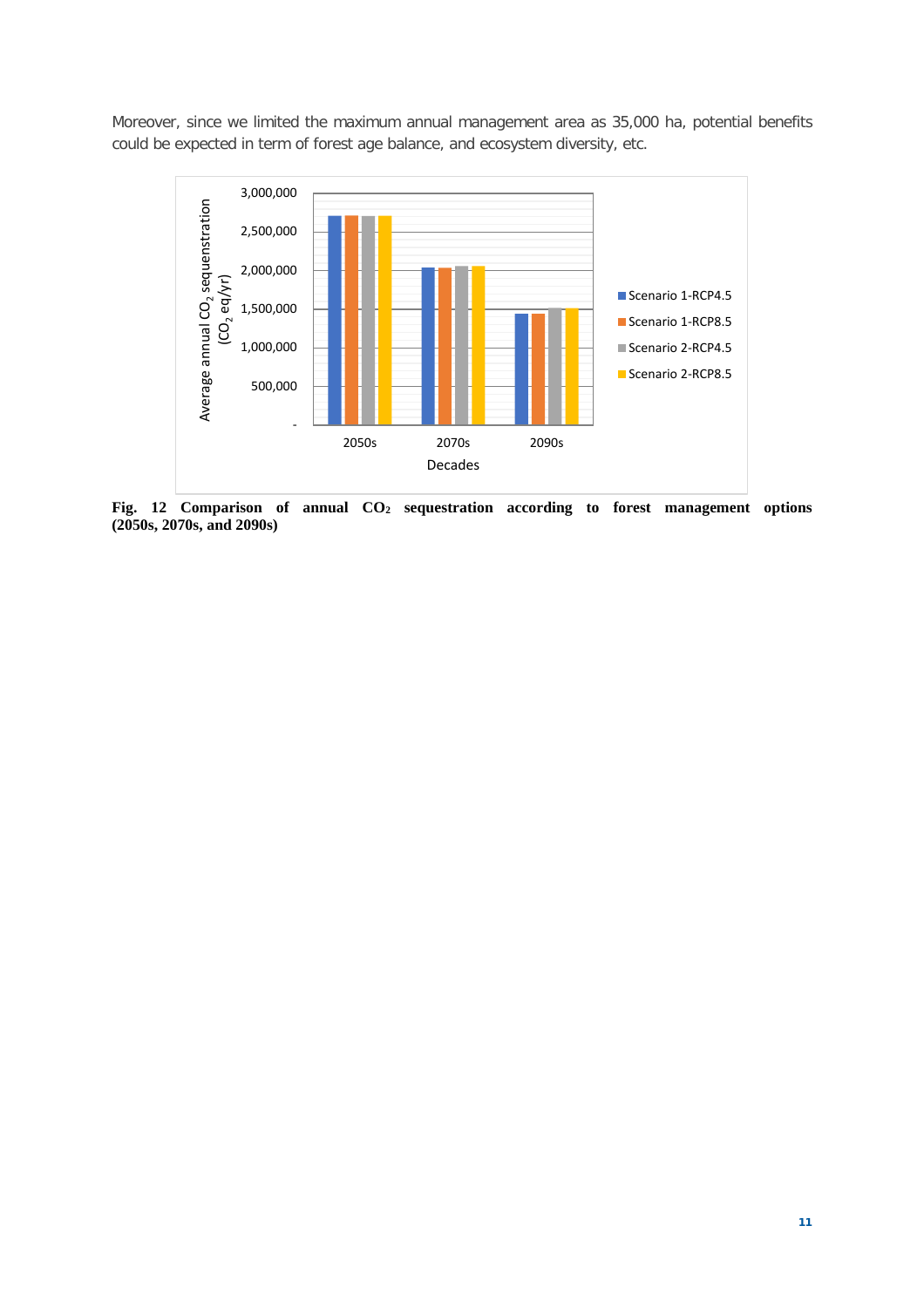Moreover, since we limited the maximum annual management area as 35,000 ha, potential benefits could be expected in term of forest age balance, and ecosystem diversity, etc.

**Fig. 12 Comparison of annual $CO_2$ sequestration according to forest management options (2050s, 2070s, and 2090s)**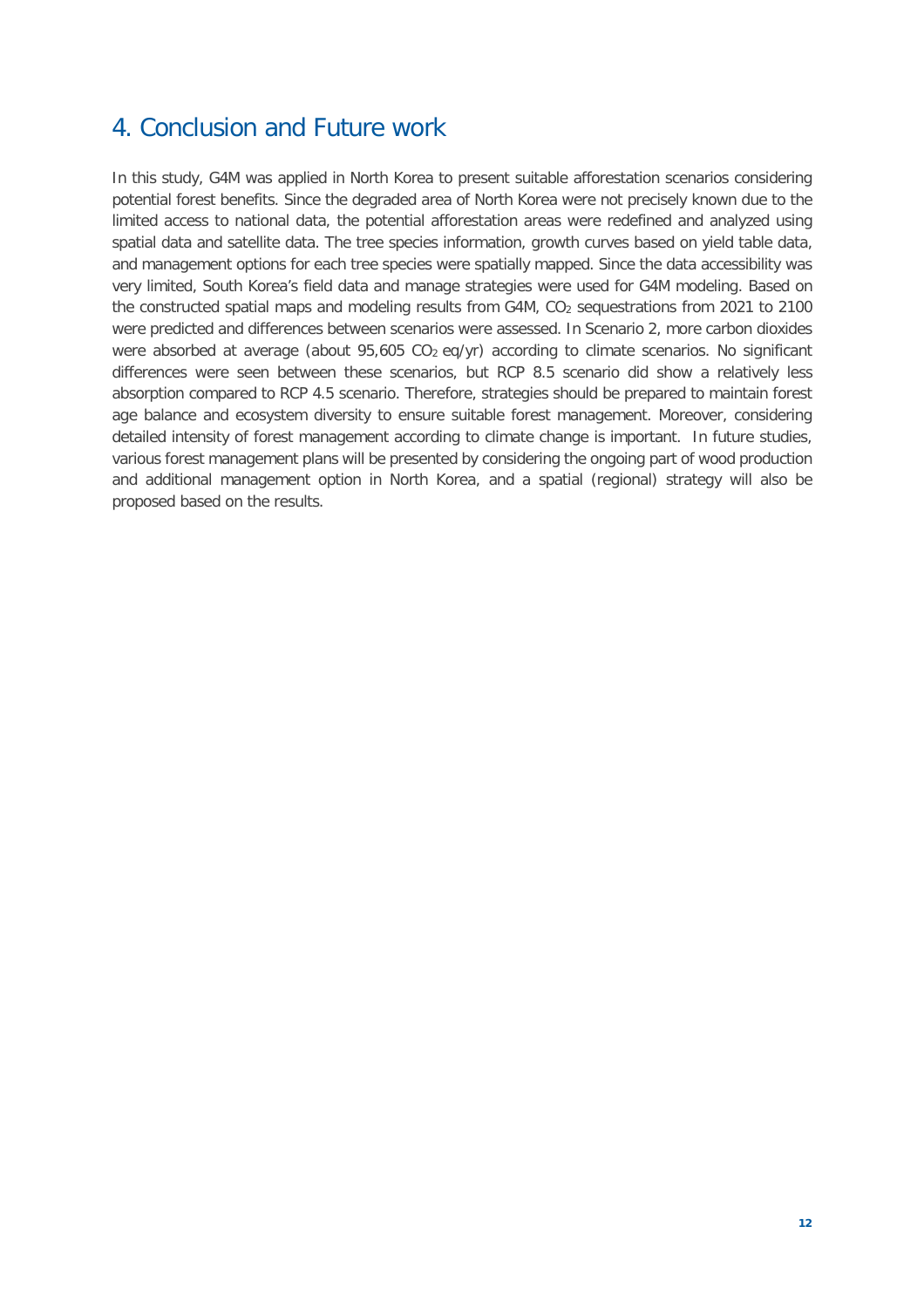## 4. Conclusion and Future work

In this study, G4M was applied in North Korea to present suitable afforestation scenarios considering potential forest benefits. Since the degraded area of North Korea were not precisely known due to the limited access to national data, the potential afforestation areas were redefined and analyzed using spatial data and satellite data. The tree species information, growth curves based on yield table data, and management options for each tree species were spatially mapped. Since the data accessibility was very limited, South Korea's field data and manage strategies were used for G4M modeling. Based on the constructed spatial maps and modeling results from G4M, $CO_2$ sequestrations from 2021 to 2100 were predicted and differences between scenarios were assessed. In Scenario 2, more carbon dioxides were absorbed at average (about 95,605 $CO_2$ eq/yr) according to climate scenarios. No significant differences were seen between these scenarios, but RCP 8.5 scenario did show a relatively less absorption compared to RCP 4.5 scenario. Therefore, strategies should be prepared to maintain forest age balance and ecosystem diversity to ensure suitable forest management. Moreover, considering detailed intensity of forest management according to climate change is important. In future studies, various forest management plans will be presented by considering the ongoing part of wood production and additional management option in North Korea, and a spatial (regional) strategy will also be proposed based on the results.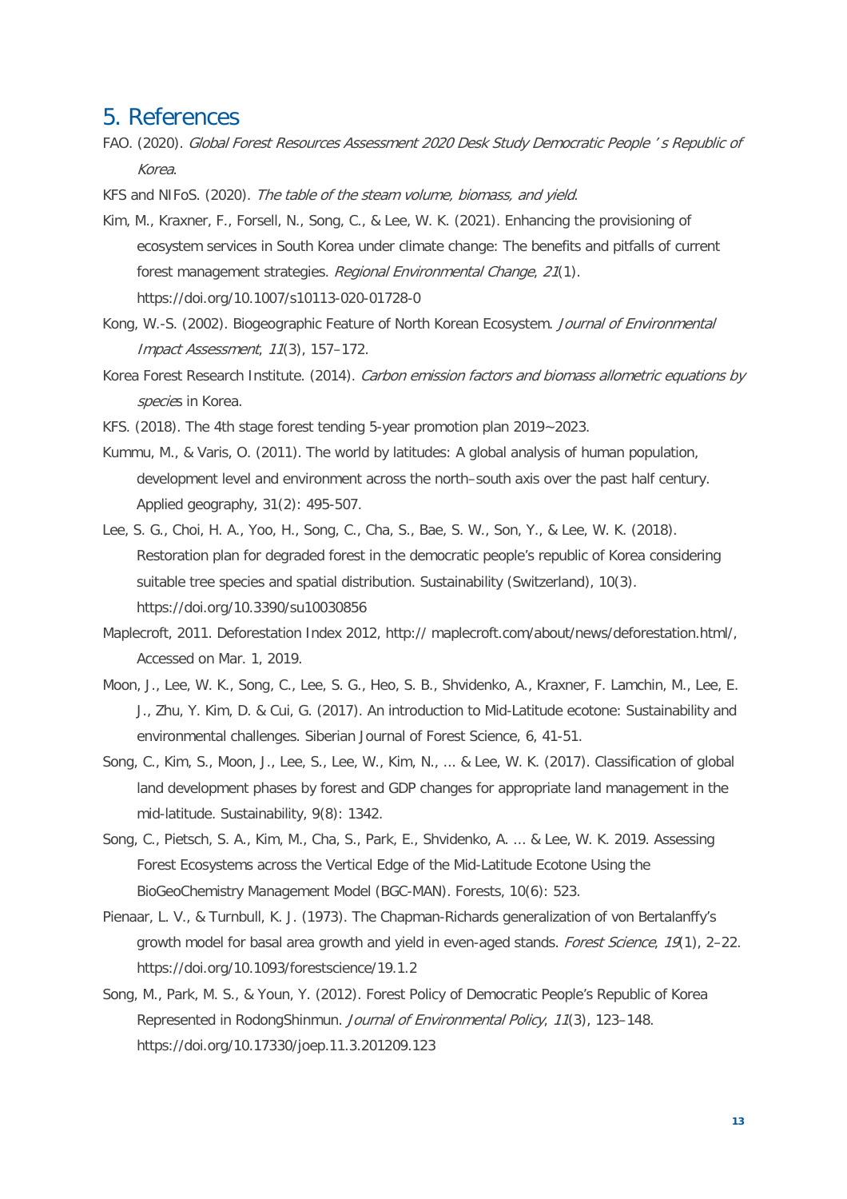## 5. References

FAO. (2020). *Global Forest Resources Assessment 2020 Desk Study Democratic People ' s Republic of Korea*.

KFS and NIFoS. (2020). *The table of the steam volume, biomass, and yield*.

Kim, M., Kraxner, F., Forsell, N., Song, C., & Lee, W. K. (2021). Enhancing the provisioning of ecosystem services in South Korea under climate change: The benefits and pitfalls of current forest management strategies. *Regional Environmental Change*, *21*(1). https://doi.org/10.1007/s10113-020-01728-0

Kong, W.-S. (2002). Biogeographic Feature of North Korean Ecosystem. *Journal of Environmental Impact Assessment*, *11*(3), 157–172.

Korea Forest Research Institute. (2014). *Carbon emission factors and biomass allometric equations by species* in Korea.

KFS. (2018). The 4th stage forest tending 5-year promotion plan 2019~2023.

Kummu, M., & Varis, O. (2011). The world by latitudes: A global analysis of human population, development level and environment across the north–south axis over the past half century. Applied geography, 31(2): 495-507.

Lee, S. G., Choi, H. A., Yoo, H., Song, C., Cha, S., Bae, S. W., Son, Y., & Lee, W. K. (2018). Restoration plan for degraded forest in the democratic people's republic of Korea considering suitable tree species and spatial distribution. Sustainability (Switzerland), 10(3). https://doi.org/10.3390/su10030856

Maplecroft, 2011. Deforestation Index 2012, http:// maplecroft.com/about/news/deforestation.html/, Accessed on Mar. 1, 2019.

Moon, J., Lee, W. K., Song, C., Lee, S. G., Heo, S. B., Shvidenko, A., Kraxner, F. Lamchin, M., Lee, E. J., Zhu, Y. Kim, D. & Cui, G. (2017). An introduction to Mid-Latitude ecotone: Sustainability and environmental challenges. Siberian Journal of Forest Science, 6, 41-51.

Song, C., Kim, S., Moon, J., Lee, S., Lee, W., Kim, N., ... & Lee, W. K. (2017). Classification of global land development phases by forest and GDP changes for appropriate land management in the mid-latitude. Sustainability, 9(8): 1342.

Song, C., Pietsch, S. A., Kim, M., Cha, S., Park, E., Shvidenko, A. ... & Lee, W. K. 2019. Assessing Forest Ecosystems across the Vertical Edge of the Mid-Latitude Ecotone Using the BioGeoChemistry Management Model (BGC-MAN). Forests, 10(6): 523.

Pienaar, L. V., & Turnbull, K. J. (1973). The Chapman-Richards generalization of von Bertalanffy's growth model for basal area growth and yield in even-aged stands. *Forest Science*, *19*(1), 2–22. https://doi.org/10.1093/forestscience/19.1.2

Song, M., Park, M. S., & Youn, Y. (2012). Forest Policy of Democratic People's Republic of Korea Represented in RodongShinmun. *Journal of Environmental Policy*, *11*(3), 123–148. https://doi.org/10.17330/joep.11.3.201209.123